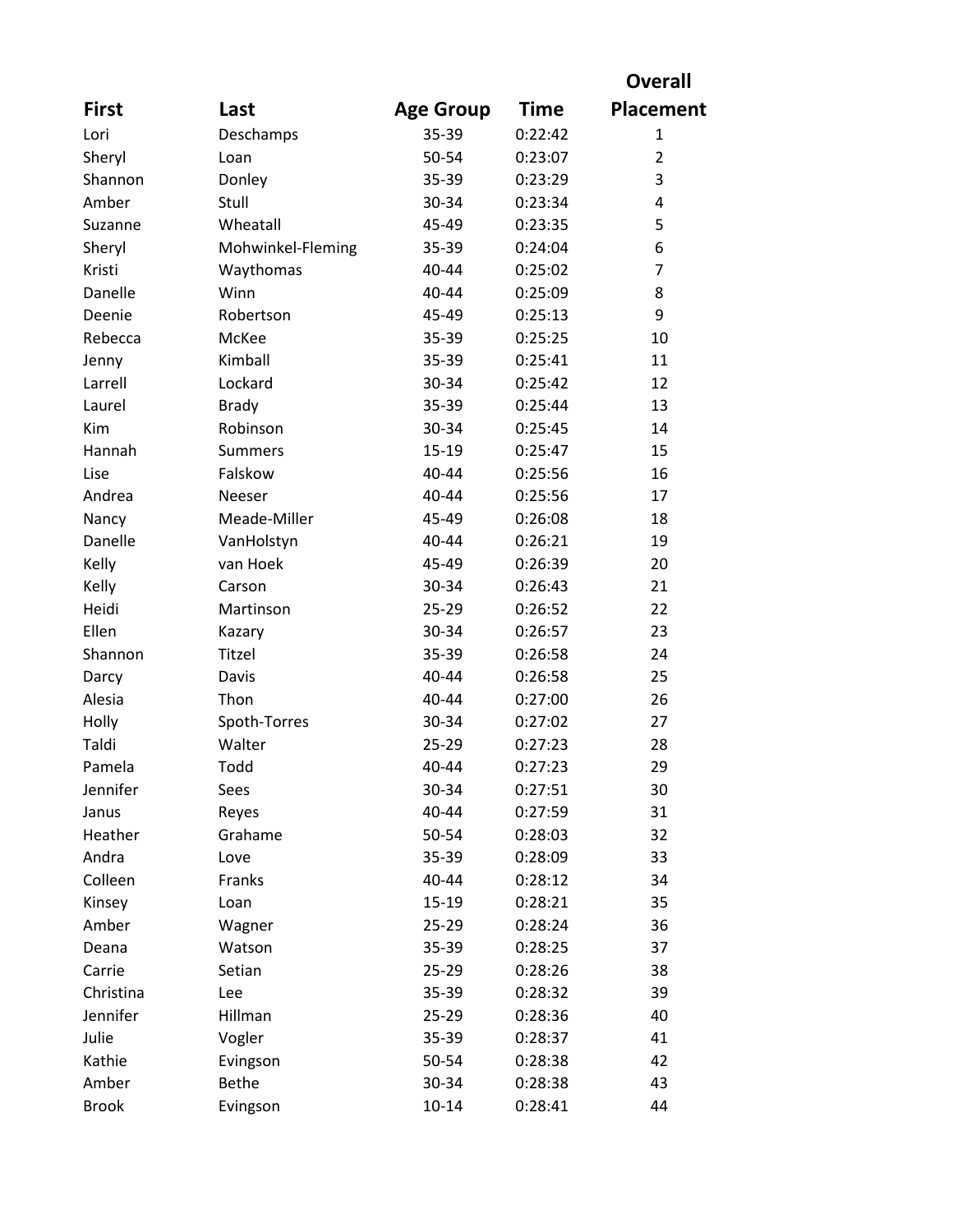| First | Last | Age Group | Time | Overall Placement |
|---|---|---|---|---|
| Lori | Deschamps | 35-39 | 0:22:42 | 1 |
| Sheryl | Loan | 50-54 | 0:23:07 | 2 |
| Shannon | Donley | 35-39 | 0:23:29 | 3 |
| Amber | Stull | 30-34 | 0:23:34 | 4 |
| Suzanne | Wheatall | 45-49 | 0:23:35 | 5 |
| Sheryl | Mohwinkel-Fleming | 35-39 | 0:24:04 | 6 |
| Kristi | Waythomas | 40-44 | 0:25:02 | 7 |
| Danelle | Winn | 40-44 | 0:25:09 | 8 |
| Deenie | Robertson | 45-49 | 0:25:13 | 9 |
| Rebecca | McKee | 35-39 | 0:25:25 | 10 |
| Jenny | Kimball | 35-39 | 0:25:41 | 11 |
| Larrell | Lockard | 30-34 | 0:25:42 | 12 |
| Laurel | Brady | 35-39 | 0:25:44 | 13 |
| Kim | Robinson | 30-34 | 0:25:45 | 14 |
| Hannah | Summers | 15-19 | 0:25:47 | 15 |
| Lise | Falskow | 40-44 | 0:25:56 | 16 |
| Andrea | Neeser | 40-44 | 0:25:56 | 17 |
| Nancy | Meade-Miller | 45-49 | 0:26:08 | 18 |
| Danelle | VanHolstyn | 40-44 | 0:26:21 | 19 |
| Kelly | van Hoek | 45-49 | 0:26:39 | 20 |
| Kelly | Carson | 30-34 | 0:26:43 | 21 |
| Heidi | Martinson | 25-29 | 0:26:52 | 22 |
| Ellen | Kazary | 30-34 | 0:26:57 | 23 |
| Shannon | Titzel | 35-39 | 0:26:58 | 24 |
| Darcy | Davis | 40-44 | 0:26:58 | 25 |
| Alesia | Thon | 40-44 | 0:27:00 | 26 |
| Holly | Spoth-Torres | 30-34 | 0:27:02 | 27 |
| Taldi | Walter | 25-29 | 0:27:23 | 28 |
| Pamela | Todd | 40-44 | 0:27:23 | 29 |
| Jennifer | Sees | 30-34 | 0:27:51 | 30 |
| Janus | Reyes | 40-44 | 0:27:59 | 31 |
| Heather | Grahame | 50-54 | 0:28:03 | 32 |
| Andra | Love | 35-39 | 0:28:09 | 33 |
| Colleen | Franks | 40-44 | 0:28:12 | 34 |
| Kinsey | Loan | 15-19 | 0:28:21 | 35 |
| Amber | Wagner | 25-29 | 0:28:24 | 36 |
| Deana | Watson | 35-39 | 0:28:25 | 37 |
| Carrie | Setian | 25-29 | 0:28:26 | 38 |
| Christina | Lee | 35-39 | 0:28:32 | 39 |
| Jennifer | Hillman | 25-29 | 0:28:36 | 40 |
| Julie | Vogler | 35-39 | 0:28:37 | 41 |
| Kathie | Evingson | 50-54 | 0:28:38 | 42 |
| Amber | Bethe | 30-34 | 0:28:38 | 43 |
| Brook | Evingson | 10-14 | 0:28:41 | 44 |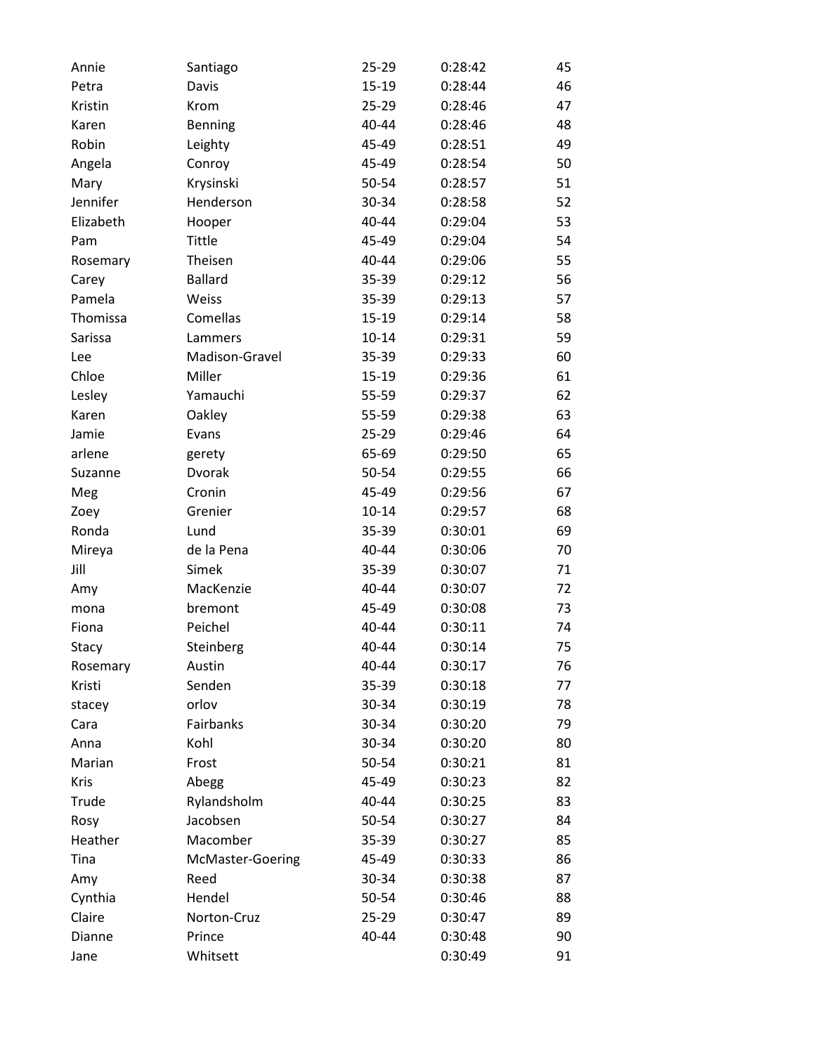| | | | | |
|---|---|---|---|---|
| Annie | Santiago | 25-29 | 0:28:42 | 45 |
| Petra | Davis | 15-19 | 0:28:44 | 46 |
| Kristin | Krom | 25-29 | 0:28:46 | 47 |
| Karen | Benning | 40-44 | 0:28:46 | 48 |
| Robin | Leighty | 45-49 | 0:28:51 | 49 |
| Angela | Conroy | 45-49 | 0:28:54 | 50 |
| Mary | Krysinski | 50-54 | 0:28:57 | 51 |
| Jennifer | Henderson | 30-34 | 0:28:58 | 52 |
| Elizabeth | Hooper | 40-44 | 0:29:04 | 53 |
| Pam | Tittle | 45-49 | 0:29:04 | 54 |
| Rosemary | Theisen | 40-44 | 0:29:06 | 55 |
| Carey | Ballard | 35-39 | 0:29:12 | 56 |
| Pamela | Weiss | 35-39 | 0:29:13 | 57 |
| Thomissa | Comellas | 15-19 | 0:29:14 | 58 |
| Sarissa | Lammers | 10-14 | 0:29:31 | 59 |
| Lee | Madison-Gravel | 35-39 | 0:29:33 | 60 |
| Chloe | Miller | 15-19 | 0:29:36 | 61 |
| Lesley | Yamauchi | 55-59 | 0:29:37 | 62 |
| Karen | Oakley | 55-59 | 0:29:38 | 63 |
| Jamie | Evans | 25-29 | 0:29:46 | 64 |
| arlene | gerety | 65-69 | 0:29:50 | 65 |
| Suzanne | Dvorak | 50-54 | 0:29:55 | 66 |
| Meg | Cronin | 45-49 | 0:29:56 | 67 |
| Zoey | Grenier | 10-14 | 0:29:57 | 68 |
| Ronda | Lund | 35-39 | 0:30:01 | 69 |
| Mireya | de la Pena | 40-44 | 0:30:06 | 70 |
| Jill | Simek | 35-39 | 0:30:07 | 71 |
| Amy | MacKenzie | 40-44 | 0:30:07 | 72 |
| mona | bremont | 45-49 | 0:30:08 | 73 |
| Fiona | Peichel | 40-44 | 0:30:11 | 74 |
| Stacy | Steinberg | 40-44 | 0:30:14 | 75 |
| Rosemary | Austin | 40-44 | 0:30:17 | 76 |
| Kristi | Senden | 35-39 | 0:30:18 | 77 |
| stacey | orlov | 30-34 | 0:30:19 | 78 |
| Cara | Fairbanks | 30-34 | 0:30:20 | 79 |
| Anna | Kohl | 30-34 | 0:30:20 | 80 |
| Marian | Frost | 50-54 | 0:30:21 | 81 |
| Kris | Abegg | 45-49 | 0:30:23 | 82 |
| Trude | Rylandsholm | 40-44 | 0:30:25 | 83 |
| Rosy | Jacobsen | 50-54 | 0:30:27 | 84 |
| Heather | Macomber | 35-39 | 0:30:27 | 85 |
| Tina | McMaster-Goering | 45-49 | 0:30:33 | 86 |
| Amy | Reed | 30-34 | 0:30:38 | 87 |
| Cynthia | Hendel | 50-54 | 0:30:46 | 88 |
| Claire | Norton-Cruz | 25-29 | 0:30:47 | 89 |
| Dianne | Prince | 40-44 | 0:30:48 | 90 |
| Jane | Whitsett | | 0:30:49 | 91 |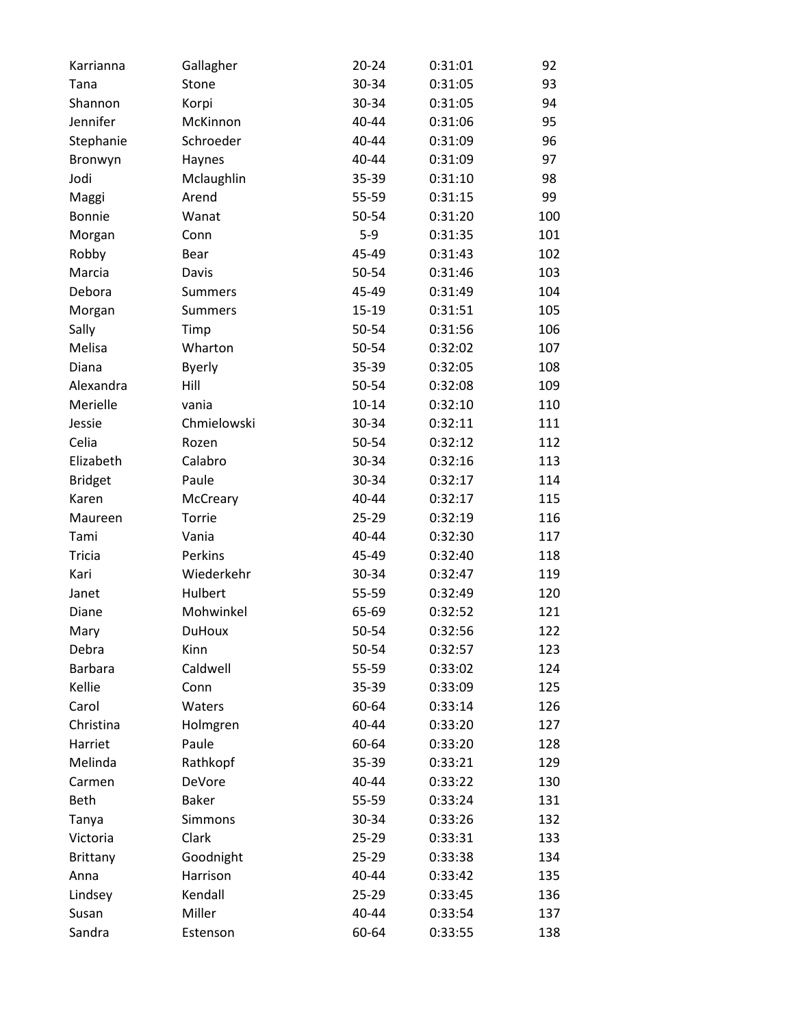| Karrianna | Gallagher | 20-24 | 0:31:01 | 92 |
|---|---|---|---|---|
| Tana | Stone | 30-34 | 0:31:05 | 93 |
| Shannon | Korpi | 30-34 | 0:31:05 | 94 |
| Jennifer | McKinnon | 40-44 | 0:31:06 | 95 |
| Stephanie | Schroeder | 40-44 | 0:31:09 | 96 |
| Bronwyn | Haynes | 40-44 | 0:31:09 | 97 |
| Jodi | Mclaughlin | 35-39 | 0:31:10 | 98 |
| Maggi | Arend | 55-59 | 0:31:15 | 99 |
| Bonnie | Wanat | 50-54 | 0:31:20 | 100 |
| Morgan | Conn | 5-9 | 0:31:35 | 101 |
| Robby | Bear | 45-49 | 0:31:43 | 102 |
| Marcia | Davis | 50-54 | 0:31:46 | 103 |
| Debora | Summers | 45-49 | 0:31:49 | 104 |
| Morgan | Summers | 15-19 | 0:31:51 | 105 |
| Sally | Timp | 50-54 | 0:31:56 | 106 |
| Melisa | Wharton | 50-54 | 0:32:02 | 107 |
| Diana | Byerly | 35-39 | 0:32:05 | 108 |
| Alexandra | Hill | 50-54 | 0:32:08 | 109 |
| Merielle | vania | 10-14 | 0:32:10 | 110 |
| Jessie | Chmielowski | 30-34 | 0:32:11 | 111 |
| Celia | Rozen | 50-54 | 0:32:12 | 112 |
| Elizabeth | Calabro | 30-34 | 0:32:16 | 113 |
| Bridget | Paule | 30-34 | 0:32:17 | 114 |
| Karen | McCreary | 40-44 | 0:32:17 | 115 |
| Maureen | Torrie | 25-29 | 0:32:19 | 116 |
| Tami | Vania | 40-44 | 0:32:30 | 117 |
| Tricia | Perkins | 45-49 | 0:32:40 | 118 |
| Kari | Wiederkehr | 30-34 | 0:32:47 | 119 |
| Janet | Hulbert | 55-59 | 0:32:49 | 120 |
| Diane | Mohwinkel | 65-69 | 0:32:52 | 121 |
| Mary | DuHoux | 50-54 | 0:32:56 | 122 |
| Debra | Kinn | 50-54 | 0:32:57 | 123 |
| Barbara | Caldwell | 55-59 | 0:33:02 | 124 |
| Kellie | Conn | 35-39 | 0:33:09 | 125 |
| Carol | Waters | 60-64 | 0:33:14 | 126 |
| Christina | Holmgren | 40-44 | 0:33:20 | 127 |
| Harriet | Paule | 60-64 | 0:33:20 | 128 |
| Melinda | Rathkopf | 35-39 | 0:33:21 | 129 |
| Carmen | DeVore | 40-44 | 0:33:22 | 130 |
| Beth | Baker | 55-59 | 0:33:24 | 131 |
| Tanya | Simmons | 30-34 | 0:33:26 | 132 |
| Victoria | Clark | 25-29 | 0:33:31 | 133 |
| Brittany | Goodnight | 25-29 | 0:33:38 | 134 |
| Anna | Harrison | 40-44 | 0:33:42 | 135 |
| Lindsey | Kendall | 25-29 | 0:33:45 | 136 |
| Susan | Miller | 40-44 | 0:33:54 | 137 |
| Sandra | Estenson | 60-64 | 0:33:55 | 138 |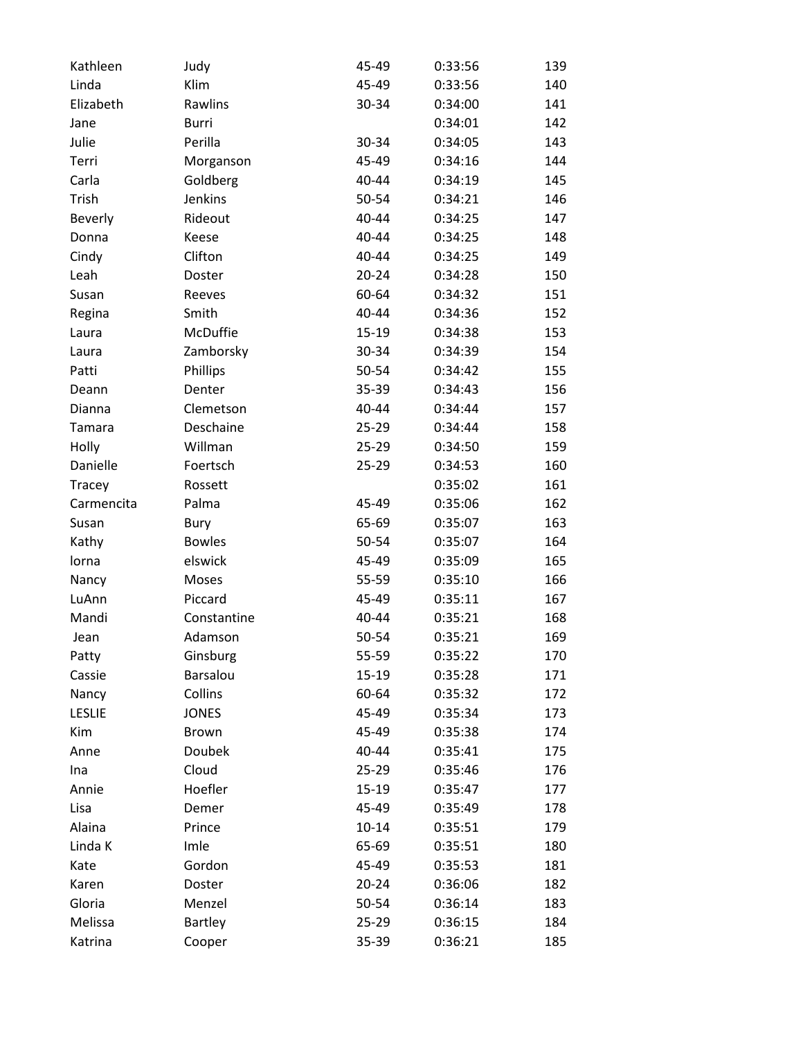| | | | | |
|---|---|---|---|---|
| Kathleen | Judy | 45-49 | 0:33:56 | 139 |
| Linda | Klim | 45-49 | 0:33:56 | 140 |
| Elizabeth | Rawlins | 30-34 | 0:34:00 | 141 |
| Jane | Burri | | 0:34:01 | 142 |
| Julie | Perilla | 30-34 | 0:34:05 | 143 |
| Terri | Morganson | 45-49 | 0:34:16 | 144 |
| Carla | Goldberg | 40-44 | 0:34:19 | 145 |
| Trish | Jenkins | 50-54 | 0:34:21 | 146 |
| Beverly | Rideout | 40-44 | 0:34:25 | 147 |
| Donna | Keese | 40-44 | 0:34:25 | 148 |
| Cindy | Clifton | 40-44 | 0:34:25 | 149 |
| Leah | Doster | 20-24 | 0:34:28 | 150 |
| Susan | Reeves | 60-64 | 0:34:32 | 151 |
| Regina | Smith | 40-44 | 0:34:36 | 152 |
| Laura | McDuffie | 15-19 | 0:34:38 | 153 |
| Laura | Zamborsky | 30-34 | 0:34:39 | 154 |
| Patti | Phillips | 50-54 | 0:34:42 | 155 |
| Deann | Denter | 35-39 | 0:34:43 | 156 |
| Dianna | Clemetson | 40-44 | 0:34:44 | 157 |
| Tamara | Deschaine | 25-29 | 0:34:44 | 158 |
| Holly | Willman | 25-29 | 0:34:50 | 159 |
| Danielle | Foertsch | 25-29 | 0:34:53 | 160 |
| Tracey | Rossett | | 0:35:02 | 161 |
| Carmencita | Palma | 45-49 | 0:35:06 | 162 |
| Susan | Bury | 65-69 | 0:35:07 | 163 |
| Kathy | Bowles | 50-54 | 0:35:07 | 164 |
| lorna | elswick | 45-49 | 0:35:09 | 165 |
| Nancy | Moses | 55-59 | 0:35:10 | 166 |
| LuAnn | Piccard | 45-49 | 0:35:11 | 167 |
| Mandi | Constantine | 40-44 | 0:35:21 | 168 |
| Jean | Adamson | 50-54 | 0:35:21 | 169 |
| Patty | Ginsburg | 55-59 | 0:35:22 | 170 |
| Cassie | Barsalou | 15-19 | 0:35:28 | 171 |
| Nancy | Collins | 60-64 | 0:35:32 | 172 |
| LESLIE | JONES | 45-49 | 0:35:34 | 173 |
| Kim | Brown | 45-49 | 0:35:38 | 174 |
| Anne | Doubek | 40-44 | 0:35:41 | 175 |
| Ina | Cloud | 25-29 | 0:35:46 | 176 |
| Annie | Hoefler | 15-19 | 0:35:47 | 177 |
| Lisa | Demer | 45-49 | 0:35:49 | 178 |
| Alaina | Prince | 10-14 | 0:35:51 | 179 |
| Linda K | Imle | 65-69 | 0:35:51 | 180 |
| Kate | Gordon | 45-49 | 0:35:53 | 181 |
| Karen | Doster | 20-24 | 0:36:06 | 182 |
| Gloria | Menzel | 50-54 | 0:36:14 | 183 |
| Melissa | Bartley | 25-29 | 0:36:15 | 184 |
| Katrina | Cooper | 35-39 | 0:36:21 | 185 |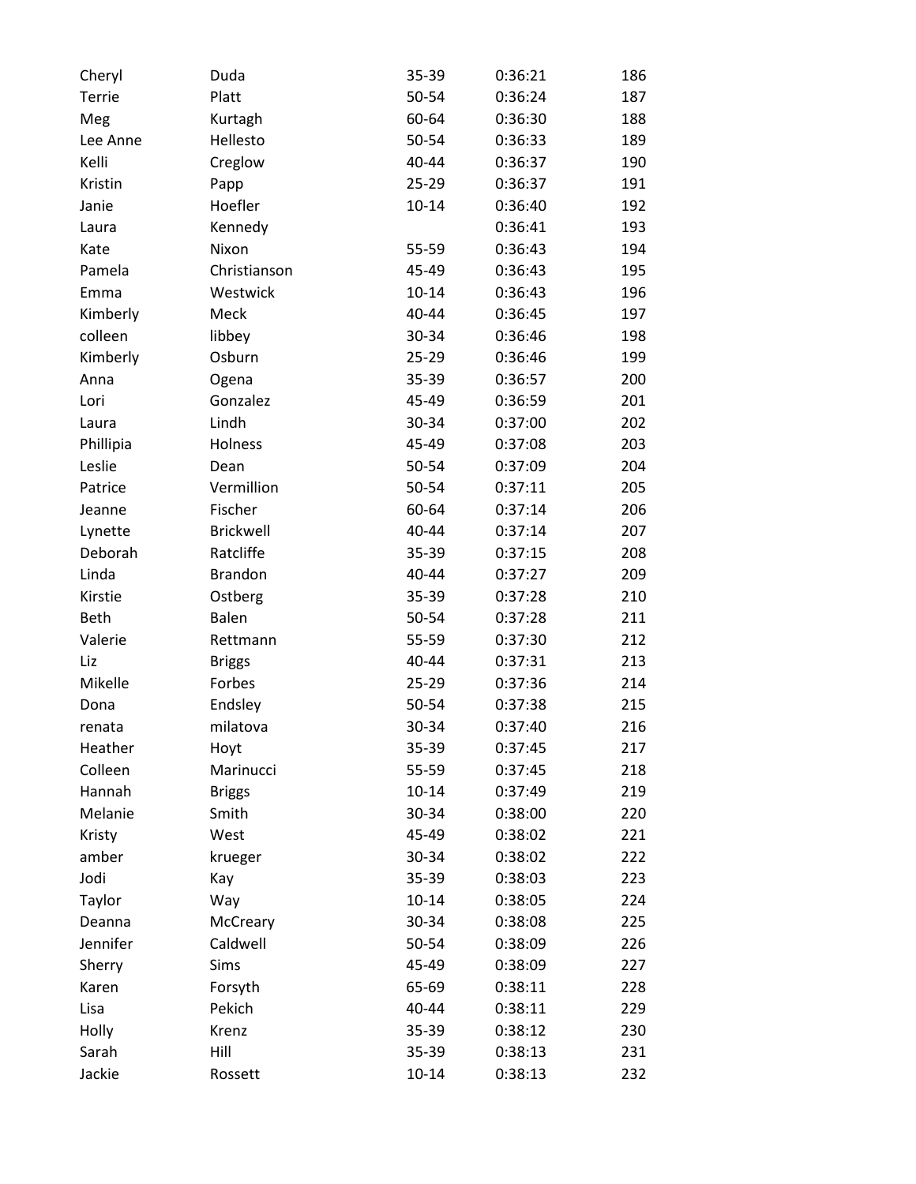| | | | | |
|---|---|---|---|---|
| Cheryl | Duda | 35-39 | 0:36:21 | 186 |
| Terrie | Platt | 50-54 | 0:36:24 | 187 |
| Meg | Kurtagh | 60-64 | 0:36:30 | 188 |
| Lee Anne | Hellesto | 50-54 | 0:36:33 | 189 |
| Kelli | Creglow | 40-44 | 0:36:37 | 190 |
| Kristin | Papp | 25-29 | 0:36:37 | 191 |
| Janie | Hoefler | 10-14 | 0:36:40 | 192 |
| Laura | Kennedy | | 0:36:41 | 193 |
| Kate | Nixon | 55-59 | 0:36:43 | 194 |
| Pamela | Christianson | 45-49 | 0:36:43 | 195 |
| Emma | Westwick | 10-14 | 0:36:43 | 196 |
| Kimberly | Meck | 40-44 | 0:36:45 | 197 |
| colleen | libbey | 30-34 | 0:36:46 | 198 |
| Kimberly | Osburn | 25-29 | 0:36:46 | 199 |
| Anna | Ogena | 35-39 | 0:36:57 | 200 |
| Lori | Gonzalez | 45-49 | 0:36:59 | 201 |
| Laura | Lindh | 30-34 | 0:37:00 | 202 |
| Phillipia | Holness | 45-49 | 0:37:08 | 203 |
| Leslie | Dean | 50-54 | 0:37:09 | 204 |
| Patrice | Vermillion | 50-54 | 0:37:11 | 205 |
| Jeanne | Fischer | 60-64 | 0:37:14 | 206 |
| Lynette | Brickwell | 40-44 | 0:37:14 | 207 |
| Deborah | Ratcliffe | 35-39 | 0:37:15 | 208 |
| Linda | Brandon | 40-44 | 0:37:27 | 209 |
| Kirstie | Ostberg | 35-39 | 0:37:28 | 210 |
| Beth | Balen | 50-54 | 0:37:28 | 211 |
| Valerie | Rettmann | 55-59 | 0:37:30 | 212 |
| Liz | Briggs | 40-44 | 0:37:31 | 213 |
| Mikelle | Forbes | 25-29 | 0:37:36 | 214 |
| Dona | Endsley | 50-54 | 0:37:38 | 215 |
| renata | milatova | 30-34 | 0:37:40 | 216 |
| Heather | Hoyt | 35-39 | 0:37:45 | 217 |
| Colleen | Marinucci | 55-59 | 0:37:45 | 218 |
| Hannah | Briggs | 10-14 | 0:37:49 | 219 |
| Melanie | Smith | 30-34 | 0:38:00 | 220 |
| Kristy | West | 45-49 | 0:38:02 | 221 |
| amber | krueger | 30-34 | 0:38:02 | 222 |
| Jodi | Kay | 35-39 | 0:38:03 | 223 |
| Taylor | Way | 10-14 | 0:38:05 | 224 |
| Deanna | McCreary | 30-34 | 0:38:08 | 225 |
| Jennifer | Caldwell | 50-54 | 0:38:09 | 226 |
| Sherry | Sims | 45-49 | 0:38:09 | 227 |
| Karen | Forsyth | 65-69 | 0:38:11 | 228 |
| Lisa | Pekich | 40-44 | 0:38:11 | 229 |
| Holly | Krenz | 35-39 | 0:38:12 | 230 |
| Sarah | Hill | 35-39 | 0:38:13 | 231 |
| Jackie | Rossett | 10-14 | 0:38:13 | 232 |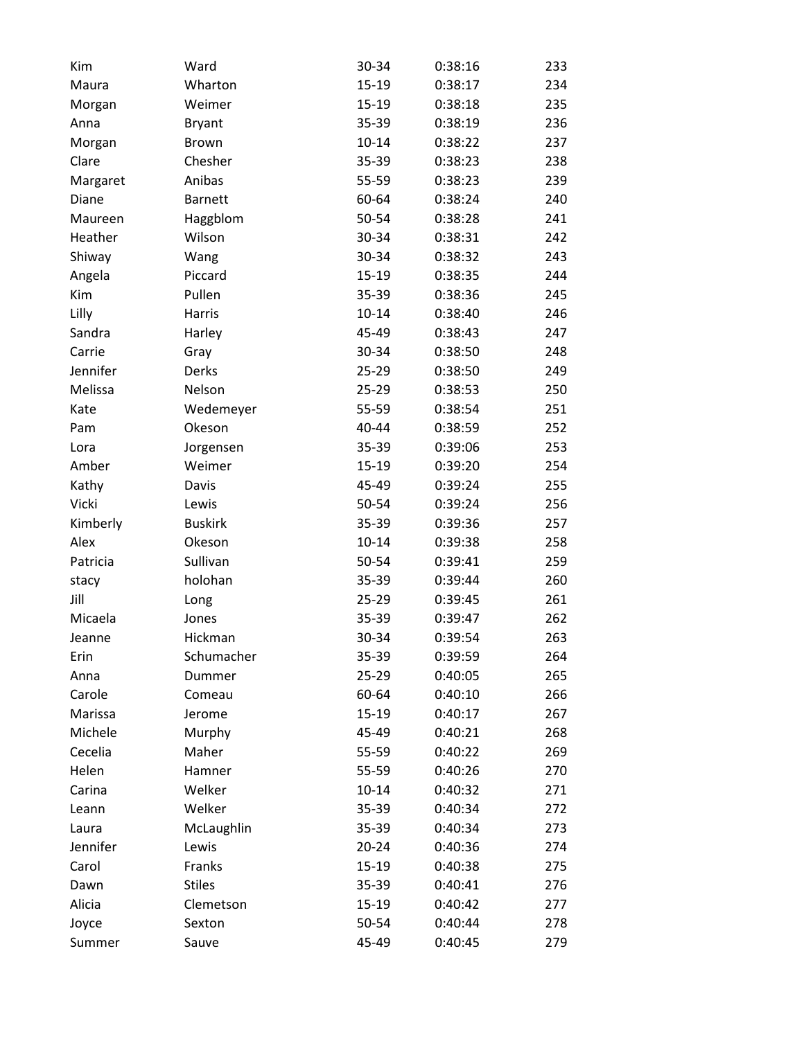| Kim | Ward | 30-34 | 0:38:16 | 233 |
|---|---|---|---|---|
| Maura | Wharton | 15-19 | 0:38:17 | 234 |
| Morgan | Weimer | 15-19 | 0:38:18 | 235 |
| Anna | Bryant | 35-39 | 0:38:19 | 236 |
| Morgan | Brown | 10-14 | 0:38:22 | 237 |
| Clare | Chesher | 35-39 | 0:38:23 | 238 |
| Margaret | Anibas | 55-59 | 0:38:23 | 239 |
| Diane | Barnett | 60-64 | 0:38:24 | 240 |
| Maureen | Haggblom | 50-54 | 0:38:28 | 241 |
| Heather | Wilson | 30-34 | 0:38:31 | 242 |
| Shiway | Wang | 30-34 | 0:38:32 | 243 |
| Angela | Piccard | 15-19 | 0:38:35 | 244 |
| Kim | Pullen | 35-39 | 0:38:36 | 245 |
| Lilly | Harris | 10-14 | 0:38:40 | 246 |
| Sandra | Harley | 45-49 | 0:38:43 | 247 |
| Carrie | Gray | 30-34 | 0:38:50 | 248 |
| Jennifer | Derks | 25-29 | 0:38:50 | 249 |
| Melissa | Nelson | 25-29 | 0:38:53 | 250 |
| Kate | Wedemeyer | 55-59 | 0:38:54 | 251 |
| Pam | Okeson | 40-44 | 0:38:59 | 252 |
| Lora | Jorgensen | 35-39 | 0:39:06 | 253 |
| Amber | Weimer | 15-19 | 0:39:20 | 254 |
| Kathy | Davis | 45-49 | 0:39:24 | 255 |
| Vicki | Lewis | 50-54 | 0:39:24 | 256 |
| Kimberly | Buskirk | 35-39 | 0:39:36 | 257 |
| Alex | Okeson | 10-14 | 0:39:38 | 258 |
| Patricia | Sullivan | 50-54 | 0:39:41 | 259 |
| stacy | holohan | 35-39 | 0:39:44 | 260 |
| Jill | Long | 25-29 | 0:39:45 | 261 |
| Micaela | Jones | 35-39 | 0:39:47 | 262 |
| Jeanne | Hickman | 30-34 | 0:39:54 | 263 |
| Erin | Schumacher | 35-39 | 0:39:59 | 264 |
| Anna | Dummer | 25-29 | 0:40:05 | 265 |
| Carole | Comeau | 60-64 | 0:40:10 | 266 |
| Marissa | Jerome | 15-19 | 0:40:17 | 267 |
| Michele | Murphy | 45-49 | 0:40:21 | 268 |
| Cecelia | Maher | 55-59 | 0:40:22 | 269 |
| Helen | Hamner | 55-59 | 0:40:26 | 270 |
| Carina | Welker | 10-14 | 0:40:32 | 271 |
| Leann | Welker | 35-39 | 0:40:34 | 272 |
| Laura | McLaughlin | 35-39 | 0:40:34 | 273 |
| Jennifer | Lewis | 20-24 | 0:40:36 | 274 |
| Carol | Franks | 15-19 | 0:40:38 | 275 |
| Dawn | Stiles | 35-39 | 0:40:41 | 276 |
| Alicia | Clemetson | 15-19 | 0:40:42 | 277 |
| Joyce | Sexton | 50-54 | 0:40:44 | 278 |
| Summer | Sauve | 45-49 | 0:40:45 | 279 |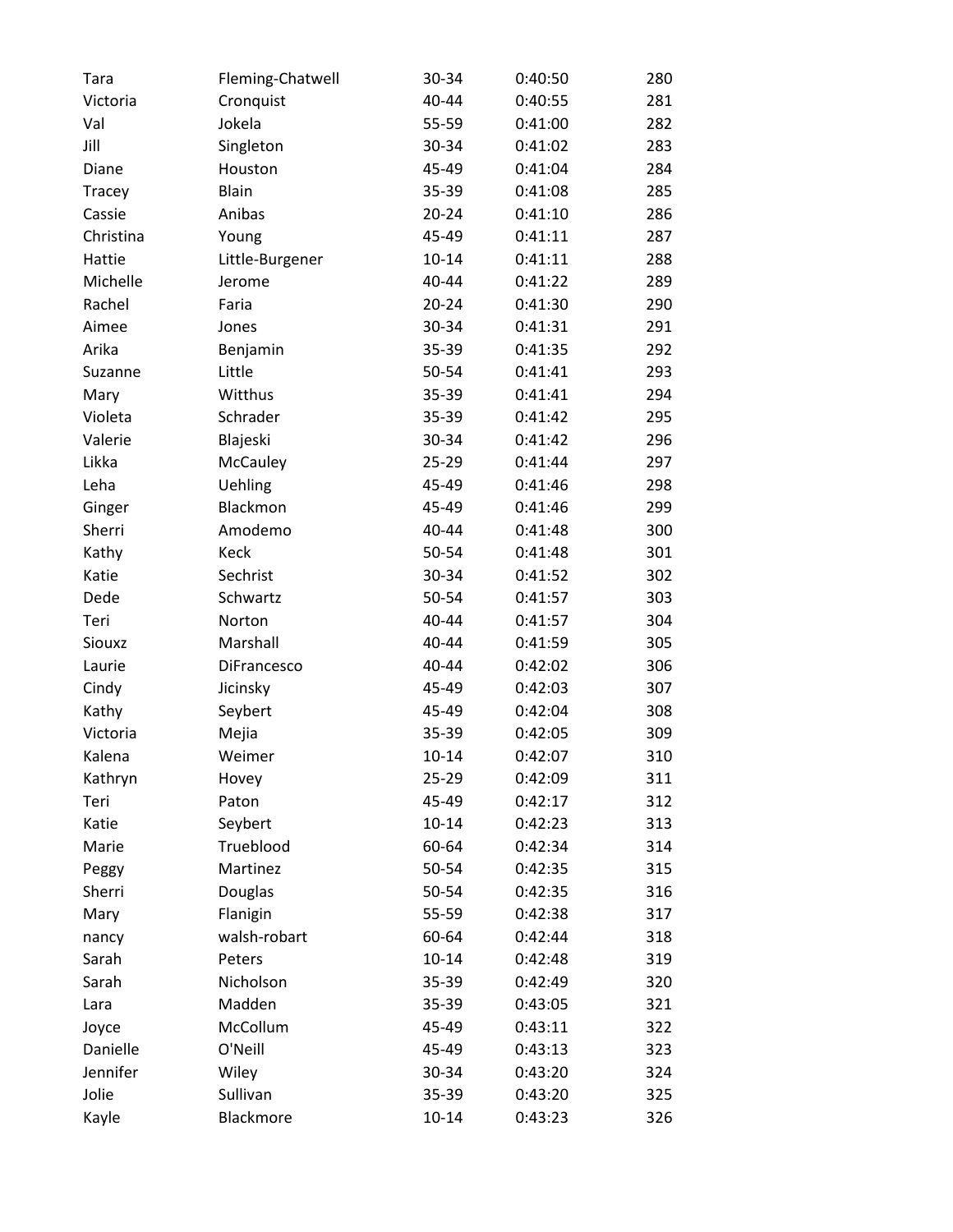| Tara | Fleming-Chatwell | 30-34 | 0:40:50 | 280 |
|---|---|---|---|---|
| Victoria | Cronquist | 40-44 | 0:40:55 | 281 |
| Val | Jokela | 55-59 | 0:41:00 | 282 |
| Jill | Singleton | 30-34 | 0:41:02 | 283 |
| Diane | Houston | 45-49 | 0:41:04 | 284 |
| Tracey | Blain | 35-39 | 0:41:08 | 285 |
| Cassie | Anibas | 20-24 | 0:41:10 | 286 |
| Christina | Young | 45-49 | 0:41:11 | 287 |
| Hattie | Little-Burgener | 10-14 | 0:41:11 | 288 |
| Michelle | Jerome | 40-44 | 0:41:22 | 289 |
| Rachel | Faria | 20-24 | 0:41:30 | 290 |
| Aimee | Jones | 30-34 | 0:41:31 | 291 |
| Arika | Benjamin | 35-39 | 0:41:35 | 292 |
| Suzanne | Little | 50-54 | 0:41:41 | 293 |
| Mary | Witthus | 35-39 | 0:41:41 | 294 |
| Violeta | Schrader | 35-39 | 0:41:42 | 295 |
| Valerie | Blajeski | 30-34 | 0:41:42 | 296 |
| Likka | McCauley | 25-29 | 0:41:44 | 297 |
| Leha | Uehling | 45-49 | 0:41:46 | 298 |
| Ginger | Blackmon | 45-49 | 0:41:46 | 299 |
| Sherri | Amodemo | 40-44 | 0:41:48 | 300 |
| Kathy | Keck | 50-54 | 0:41:48 | 301 |
| Katie | Sechrist | 30-34 | 0:41:52 | 302 |
| Dede | Schwartz | 50-54 | 0:41:57 | 303 |
| Teri | Norton | 40-44 | 0:41:57 | 304 |
| Siouxz | Marshall | 40-44 | 0:41:59 | 305 |
| Laurie | DiFrancesco | 40-44 | 0:42:02 | 306 |
| Cindy | Jicinsky | 45-49 | 0:42:03 | 307 |
| Kathy | Seybert | 45-49 | 0:42:04 | 308 |
| Victoria | Mejia | 35-39 | 0:42:05 | 309 |
| Kalena | Weimer | 10-14 | 0:42:07 | 310 |
| Kathryn | Hovey | 25-29 | 0:42:09 | 311 |
| Teri | Paton | 45-49 | 0:42:17 | 312 |
| Katie | Seybert | 10-14 | 0:42:23 | 313 |
| Marie | Trueblood | 60-64 | 0:42:34 | 314 |
| Peggy | Martinez | 50-54 | 0:42:35 | 315 |
| Sherri | Douglas | 50-54 | 0:42:35 | 316 |
| Mary | Flanigin | 55-59 | 0:42:38 | 317 |
| nancy | walsh-robart | 60-64 | 0:42:44 | 318 |
| Sarah | Peters | 10-14 | 0:42:48 | 319 |
| Sarah | Nicholson | 35-39 | 0:42:49 | 320 |
| Lara | Madden | 35-39 | 0:43:05 | 321 |
| Joyce | McCollum | 45-49 | 0:43:11 | 322 |
| Danielle | O'Neill | 45-49 | 0:43:13 | 323 |
| Jennifer | Wiley | 30-34 | 0:43:20 | 324 |
| Jolie | Sullivan | 35-39 | 0:43:20 | 325 |
| Kayle | Blackmore | 10-14 | 0:43:23 | 326 |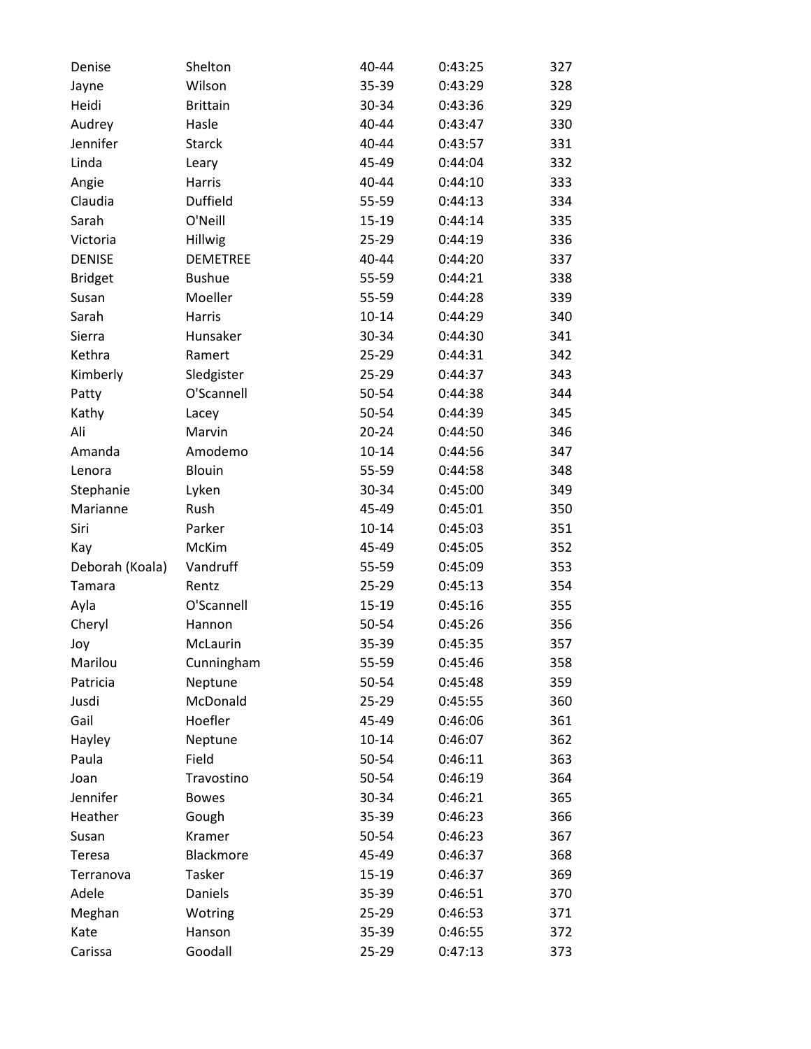| | | | | |
|---|---|---|---|---|
| Denise | Shelton | 40-44 | 0:43:25 | 327 |
| Jayne | Wilson | 35-39 | 0:43:29 | 328 |
| Heidi | Brittain | 30-34 | 0:43:36 | 329 |
| Audrey | Hasle | 40-44 | 0:43:47 | 330 |
| Jennifer | Starck | 40-44 | 0:43:57 | 331 |
| Linda | Leary | 45-49 | 0:44:04 | 332 |
| Angie | Harris | 40-44 | 0:44:10 | 333 |
| Claudia | Duffield | 55-59 | 0:44:13 | 334 |
| Sarah | O'Neill | 15-19 | 0:44:14 | 335 |
| Victoria | Hillwig | 25-29 | 0:44:19 | 336 |
| DENISE | DEMETREE | 40-44 | 0:44:20 | 337 |
| Bridget | Bushue | 55-59 | 0:44:21 | 338 |
| Susan | Moeller | 55-59 | 0:44:28 | 339 |
| Sarah | Harris | 10-14 | 0:44:29 | 340 |
| Sierra | Hunsaker | 30-34 | 0:44:30 | 341 |
| Kethra | Ramert | 25-29 | 0:44:31 | 342 |
| Kimberly | Sledgister | 25-29 | 0:44:37 | 343 |
| Patty | O'Scannell | 50-54 | 0:44:38 | 344 |
| Kathy | Lacey | 50-54 | 0:44:39 | 345 |
| Ali | Marvin | 20-24 | 0:44:50 | 346 |
| Amanda | Amodemo | 10-14 | 0:44:56 | 347 |
| Lenora | Blouin | 55-59 | 0:44:58 | 348 |
| Stephanie | Lyken | 30-34 | 0:45:00 | 349 |
| Marianne | Rush | 45-49 | 0:45:01 | 350 |
| Siri | Parker | 10-14 | 0:45:03 | 351 |
| Kay | McKim | 45-49 | 0:45:05 | 352 |
| Deborah (Koala) | Vandruff | 55-59 | 0:45:09 | 353 |
| Tamara | Rentz | 25-29 | 0:45:13 | 354 |
| Ayla | O'Scannell | 15-19 | 0:45:16 | 355 |
| Cheryl | Hannon | 50-54 | 0:45:26 | 356 |
| Joy | McLaurin | 35-39 | 0:45:35 | 357 |
| Marilou | Cunningham | 55-59 | 0:45:46 | 358 |
| Patricia | Neptune | 50-54 | 0:45:48 | 359 |
| Jusdi | McDonald | 25-29 | 0:45:55 | 360 |
| Gail | Hoefler | 45-49 | 0:46:06 | 361 |
| Hayley | Neptune | 10-14 | 0:46:07 | 362 |
| Paula | Field | 50-54 | 0:46:11 | 363 |
| Joan | Travostino | 50-54 | 0:46:19 | 364 |
| Jennifer | Bowes | 30-34 | 0:46:21 | 365 |
| Heather | Gough | 35-39 | 0:46:23 | 366 |
| Susan | Kramer | 50-54 | 0:46:23 | 367 |
| Teresa | Blackmore | 45-49 | 0:46:37 | 368 |
| Terranova | Tasker | 15-19 | 0:46:37 | 369 |
| Adele | Daniels | 35-39 | 0:46:51 | 370 |
| Meghan | Wotring | 25-29 | 0:46:53 | 371 |
| Kate | Hanson | 35-39 | 0:46:55 | 372 |
| Carissa | Goodall | 25-29 | 0:47:13 | 373 |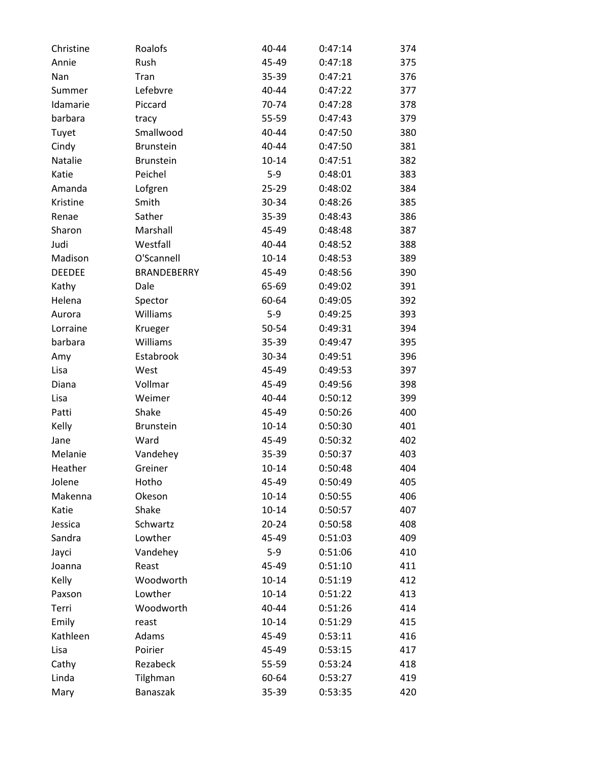| | | | | |
|---|---|---|---|---|
| Christine | Roalofs | 40-44 | 0:47:14 | 374 |
| Annie | Rush | 45-49 | 0:47:18 | 375 |
| Nan | Tran | 35-39 | 0:47:21 | 376 |
| Summer | Lefebvre | 40-44 | 0:47:22 | 377 |
| Idamarie | Piccard | 70-74 | 0:47:28 | 378 |
| barbara | tracy | 55-59 | 0:47:43 | 379 |
| Tuyet | Smallwood | 40-44 | 0:47:50 | 380 |
| Cindy | Brunstein | 40-44 | 0:47:50 | 381 |
| Natalie | Brunstein | 10-14 | 0:47:51 | 382 |
| Katie | Peichel | 5-9 | 0:48:01 | 383 |
| Amanda | Lofgren | 25-29 | 0:48:02 | 384 |
| Kristine | Smith | 30-34 | 0:48:26 | 385 |
| Renae | Sather | 35-39 | 0:48:43 | 386 |
| Sharon | Marshall | 45-49 | 0:48:48 | 387 |
| Judi | Westfall | 40-44 | 0:48:52 | 388 |
| Madison | O'Scannell | 10-14 | 0:48:53 | 389 |
| DEEDEE | BRANDEBERRY | 45-49 | 0:48:56 | 390 |
| Kathy | Dale | 65-69 | 0:49:02 | 391 |
| Helena | Spector | 60-64 | 0:49:05 | 392 |
| Aurora | Williams | 5-9 | 0:49:25 | 393 |
| Lorraine | Krueger | 50-54 | 0:49:31 | 394 |
| barbara | Williams | 35-39 | 0:49:47 | 395 |
| Amy | Estabrook | 30-34 | 0:49:51 | 396 |
| Lisa | West | 45-49 | 0:49:53 | 397 |
| Diana | Vollmar | 45-49 | 0:49:56 | 398 |
| Lisa | Weimer | 40-44 | 0:50:12 | 399 |
| Patti | Shake | 45-49 | 0:50:26 | 400 |
| Kelly | Brunstein | 10-14 | 0:50:30 | 401 |
| Jane | Ward | 45-49 | 0:50:32 | 402 |
| Melanie | Vandehey | 35-39 | 0:50:37 | 403 |
| Heather | Greiner | 10-14 | 0:50:48 | 404 |
| Jolene | Hotho | 45-49 | 0:50:49 | 405 |
| Makenna | Okeson | 10-14 | 0:50:55 | 406 |
| Katie | Shake | 10-14 | 0:50:57 | 407 |
| Jessica | Schwartz | 20-24 | 0:50:58 | 408 |
| Sandra | Lowther | 45-49 | 0:51:03 | 409 |
| Jayci | Vandehey | 5-9 | 0:51:06 | 410 |
| Joanna | Reast | 45-49 | 0:51:10 | 411 |
| Kelly | Woodworth | 10-14 | 0:51:19 | 412 |
| Paxson | Lowther | 10-14 | 0:51:22 | 413 |
| Terri | Woodworth | 40-44 | 0:51:26 | 414 |
| Emily | reast | 10-14 | 0:51:29 | 415 |
| Kathleen | Adams | 45-49 | 0:53:11 | 416 |
| Lisa | Poirier | 45-49 | 0:53:15 | 417 |
| Cathy | Rezabeck | 55-59 | 0:53:24 | 418 |
| Linda | Tilghman | 60-64 | 0:53:27 | 419 |
| Mary | Banaszak | 35-39 | 0:53:35 | 420 |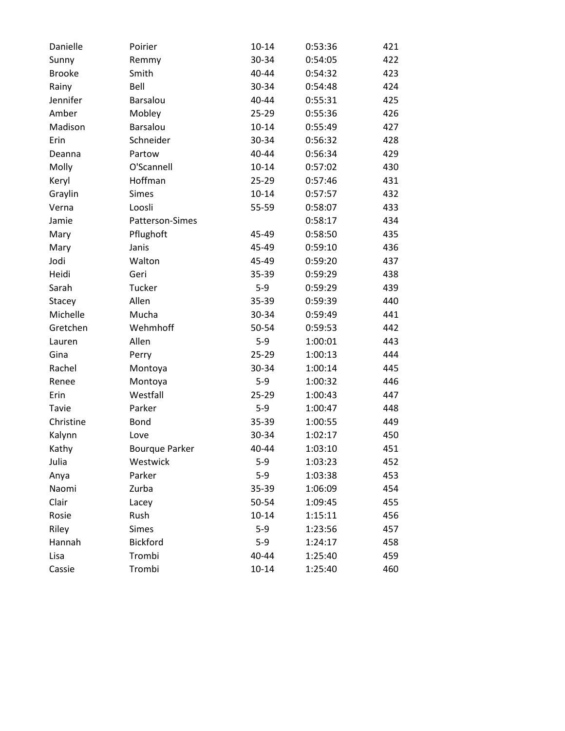| | | | | |
|---|---|---|---|---|
| Danielle | Poirier | 10-14 | 0:53:36 | 421 |
| Sunny | Remmy | 30-34 | 0:54:05 | 422 |
| Brooke | Smith | 40-44 | 0:54:32 | 423 |
| Rainy | Bell | 30-34 | 0:54:48 | 424 |
| Jennifer | Barsalou | 40-44 | 0:55:31 | 425 |
| Amber | Mobley | 25-29 | 0:55:36 | 426 |
| Madison | Barsalou | 10-14 | 0:55:49 | 427 |
| Erin | Schneider | 30-34 | 0:56:32 | 428 |
| Deanna | Partow | 40-44 | 0:56:34 | 429 |
| Molly | O'Scannell | 10-14 | 0:57:02 | 430 |
| Keryl | Hoffman | 25-29 | 0:57:46 | 431 |
| Graylin | Simes | 10-14 | 0:57:57 | 432 |
| Verna | Loosli | 55-59 | 0:58:07 | 433 |
| Jamie | Patterson-Simes | | 0:58:17 | 434 |
| Mary | Pflughoft | 45-49 | 0:58:50 | 435 |
| Mary | Janis | 45-49 | 0:59:10 | 436 |
| Jodi | Walton | 45-49 | 0:59:20 | 437 |
| Heidi | Geri | 35-39 | 0:59:29 | 438 |
| Sarah | Tucker | 5-9 | 0:59:29 | 439 |
| Stacey | Allen | 35-39 | 0:59:39 | 440 |
| Michelle | Mucha | 30-34 | 0:59:49 | 441 |
| Gretchen | Wehmhoff | 50-54 | 0:59:53 | 442 |
| Lauren | Allen | 5-9 | 1:00:01 | 443 |
| Gina | Perry | 25-29 | 1:00:13 | 444 |
| Rachel | Montoya | 30-34 | 1:00:14 | 445 |
| Renee | Montoya | 5-9 | 1:00:32 | 446 |
| Erin | Westfall | 25-29 | 1:00:43 | 447 |
| Tavie | Parker | 5-9 | 1:00:47 | 448 |
| Christine | Bond | 35-39 | 1:00:55 | 449 |
| Kalynn | Love | 30-34 | 1:02:17 | 450 |
| Kathy | Bourque Parker | 40-44 | 1:03:10 | 451 |
| Julia | Westwick | 5-9 | 1:03:23 | 452 |
| Anya | Parker | 5-9 | 1:03:38 | 453 |
| Naomi | Zurba | 35-39 | 1:06:09 | 454 |
| Clair | Lacey | 50-54 | 1:09:45 | 455 |
| Rosie | Rush | 10-14 | 1:15:11 | 456 |
| Riley | Simes | 5-9 | 1:23:56 | 457 |
| Hannah | Bickford | 5-9 | 1:24:17 | 458 |
| Lisa | Trombi | 40-44 | 1:25:40 | 459 |
| Cassie | Trombi | 10-14 | 1:25:40 | 460 |